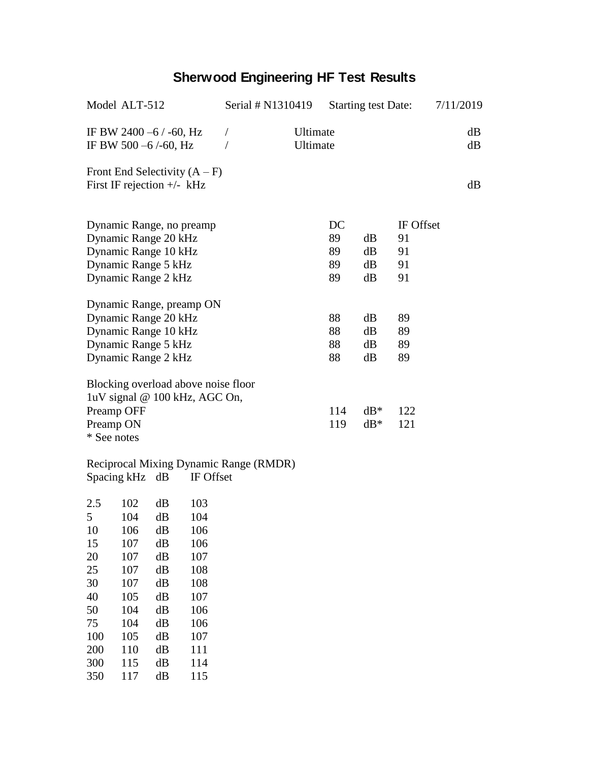# Sherwood Engineering HF Test Results

Model ALT-512 Serial # N1310419 Starting test Date: 7/11/2019

IF BW 2400 –6 / -60, Hz / Ultimate dB
IF BW 500 –6 /-60, Hz / Ultimate dB

Front End Selectivity (A – F)
First IF rejection +/- kHz dB

| | DC | | IF Offset |
|---|---|---|---|
| Dynamic Range, no preamp | | | |
| Dynamic Range 20 kHz | 89 | dB | 91 |
| Dynamic Range 10 kHz | 89 | dB | 91 |
| Dynamic Range 5 kHz | 89 | dB | 91 |
| Dynamic Range 2 kHz | 89 | dB | 91 |
| Dynamic Range, preamp ON | | | |
| Dynamic Range 20 kHz | 88 | dB | 89 |
| Dynamic Range 10 kHz | 88 | dB | 89 |
| Dynamic Range 5 kHz | 88 | dB | 89 |
| Dynamic Range 2 kHz | 88 | dB | 89 |

Blocking overload above noise floor
1uV signal @ 100 kHz, AGC On,

| | | | |
|---|---|---|---|
| Preamp OFF | 114 | dB* | 122 |
| Preamp ON | 119 | dB* | 121 |

* See notes

Reciprocal Mixing Dynamic Range (RMDR)

| Spacing kHz | dB | | IF Offset |
|---|---|---|---|
| 2.5 | 102 | dB | 103 |
| 5 | 104 | dB | 104 |
| 10 | 106 | dB | 106 |
| 15 | 107 | dB | 106 |
| 20 | 107 | dB | 107 |
| 25 | 107 | dB | 108 |
| 30 | 107 | dB | 108 |
| 40 | 105 | dB | 107 |
| 50 | 104 | dB | 106 |
| 75 | 104 | dB | 106 |
| 100 | 105 | dB | 107 |
| 200 | 110 | dB | 111 |
| 300 | 115 | dB | 114 |
| 350 | 117 | dB | 115 |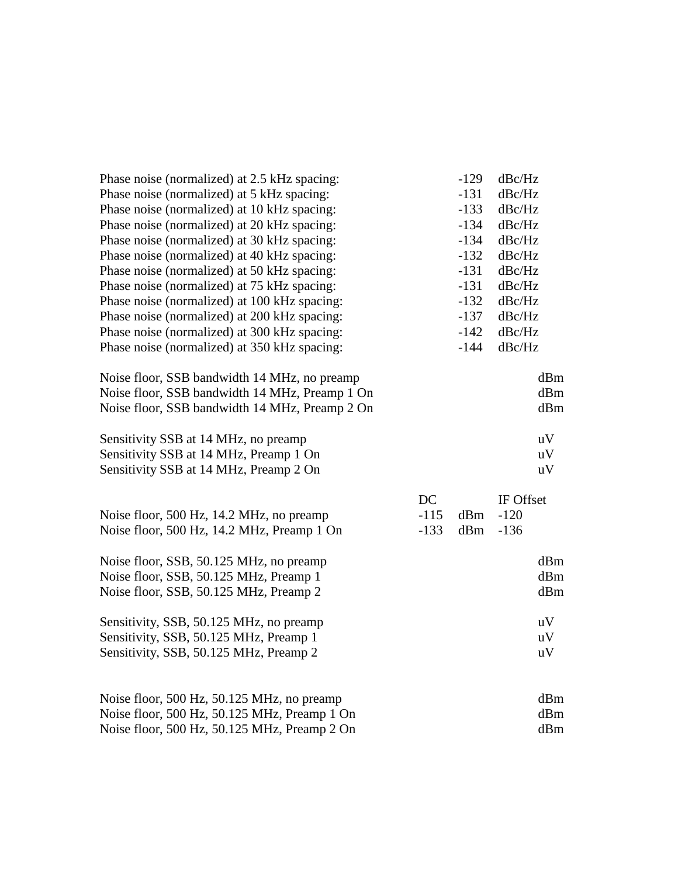| | | |
|---|---|---|
| Phase noise (normalized) at 2.5 kHz spacing: | -129 | dBc/Hz |
| Phase noise (normalized) at 5 kHz spacing: | -131 | dBc/Hz |
| Phase noise (normalized) at 10 kHz spacing: | -133 | dBc/Hz |
| Phase noise (normalized) at 20 kHz spacing: | -134 | dBc/Hz |
| Phase noise (normalized) at 30 kHz spacing: | -134 | dBc/Hz |
| Phase noise (normalized) at 40 kHz spacing: | -132 | dBc/Hz |
| Phase noise (normalized) at 50 kHz spacing: | -131 | dBc/Hz |
| Phase noise (normalized) at 75 kHz spacing: | -131 | dBc/Hz |
| Phase noise (normalized) at 100 kHz spacing: | -132 | dBc/Hz |
| Phase noise (normalized) at 200 kHz spacing: | -137 | dBc/Hz |
| Phase noise (normalized) at 300 kHz spacing: | -142 | dBc/Hz |
| Phase noise (normalized) at 350 kHz spacing: | -144 | dBc/Hz |

| | | |
|---|---|---|
| Noise floor, SSB bandwidth 14 MHz, no preamp | | dBm |
| Noise floor, SSB bandwidth 14 MHz, Preamp 1 On | | dBm |
| Noise floor, SSB bandwidth 14 MHz, Preamp 2 On | | dBm |

| | | |
|---|---|---|
| Sensitivity SSB at 14 MHz, no preamp | | uV |
| Sensitivity SSB at 14 MHz, Preamp 1 On | | uV |
| Sensitivity SSB at 14 MHz, Preamp 2 On | | uV |

| | DC | | IF Offset |
|---|---|---|---|
| Noise floor, 500 Hz, 14.2 MHz, no preamp | -115 | dBm | -120 |
| Noise floor, 500 Hz, 14.2 MHz, Preamp 1 On | -133 | dBm | -136 |

| | | |
|---|---|---|
| Noise floor, SSB, 50.125 MHz, no preamp | | dBm |
| Noise floor, SSB, 50.125 MHz, Preamp 1 | | dBm |
| Noise floor, SSB, 50.125 MHz, Preamp 2 | | dBm |

| | | |
|---|---|---|
| Sensitivity, SSB, 50.125 MHz, no preamp | | uV |
| Sensitivity, SSB, 50.125 MHz, Preamp 1 | | uV |
| Sensitivity, SSB, 50.125 MHz, Preamp 2 | | uV |

| | | |
|---|---|---|
| Noise floor, 500 Hz, 50.125 MHz, no preamp | | dBm |
| Noise floor, 500 Hz, 50.125 MHz, Preamp 1 On | | dBm |
| Noise floor, 500 Hz, 50.125 MHz, Preamp 2 On | | dBm |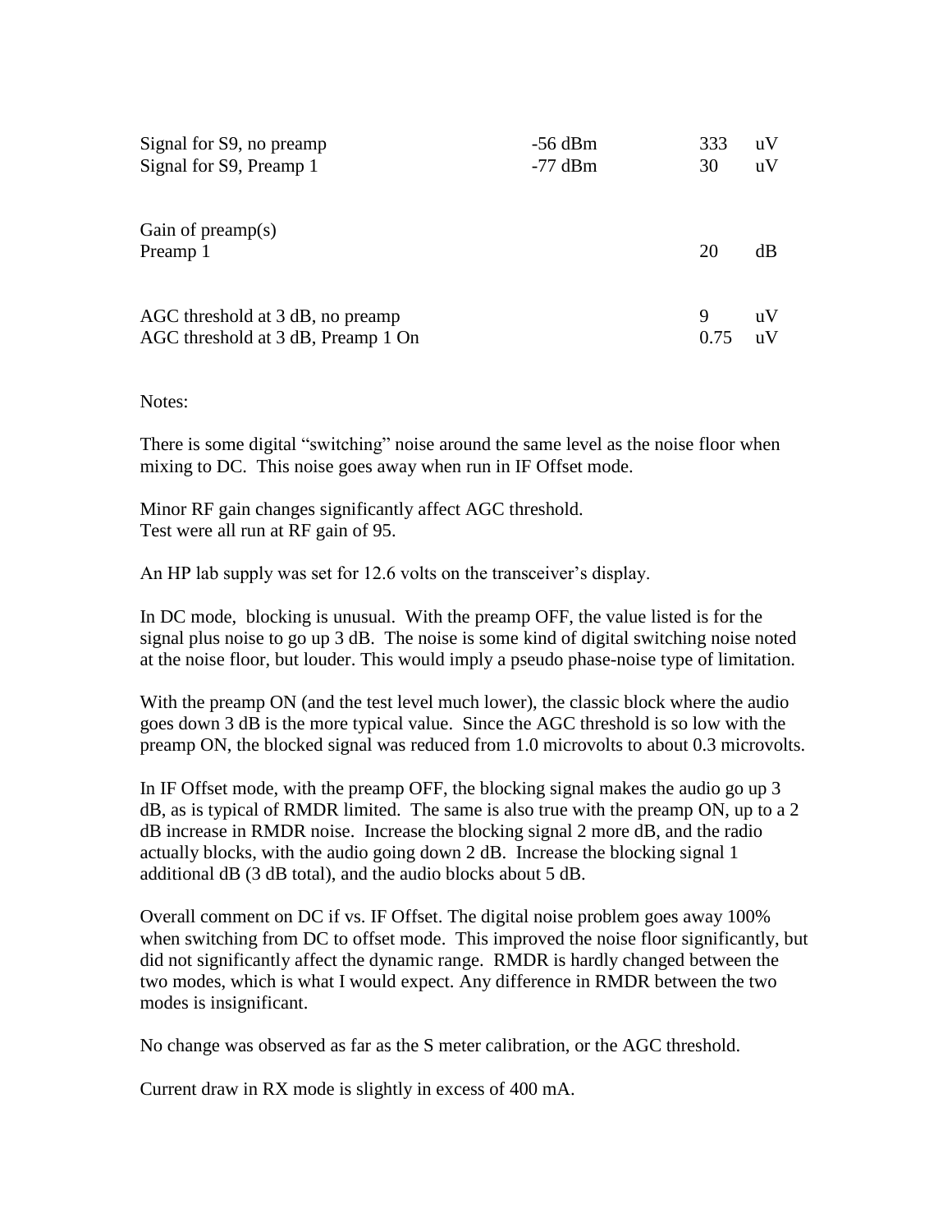| | | | |
|---|---|---|---|
| Signal for S9, no preamp | -56 dBm | 333 | uV |
| Signal for S9, Preamp 1 | -77 dBm | 30 | uV |
| | | | |
| Gain of preamp(s) | | | |
| Preamp 1 | | 20 | dB |
| | | | |
| AGC threshold at 3 dB, no preamp | | 9 | uV |
| AGC threshold at 3 dB, Preamp 1 On | | 0.75 | uV |

Notes:

There is some digital "switching" noise around the same level as the noise floor when mixing to DC. This noise goes away when run in IF Offset mode.

Minor RF gain changes significantly affect AGC threshold.
Test were all run at RF gain of 95.

An HP lab supply was set for 12.6 volts on the transceiver's display.

In DC mode, blocking is unusual. With the preamp OFF, the value listed is for the signal plus noise to go up 3 dB. The noise is some kind of digital switching noise noted at the noise floor, but louder. This would imply a pseudo phase-noise type of limitation.

With the preamp ON (and the test level much lower), the classic block where the audio goes down 3 dB is the more typical value. Since the AGC threshold is so low with the preamp ON, the blocked signal was reduced from 1.0 microvolts to about 0.3 microvolts.

In IF Offset mode, with the preamp OFF, the blocking signal makes the audio go up 3 dB, as is typical of RMDR limited. The same is also true with the preamp ON, up to a 2 dB increase in RMDR noise. Increase the blocking signal 2 more dB, and the radio actually blocks, with the audio going down 2 dB. Increase the blocking signal 1 additional dB (3 dB total), and the audio blocks about 5 dB.

Overall comment on DC if vs. IF Offset. The digital noise problem goes away 100% when switching from DC to offset mode. This improved the noise floor significantly, but did not significantly affect the dynamic range. RMDR is hardly changed between the two modes, which is what I would expect. Any difference in RMDR between the two modes is insignificant.

No change was observed as far as the S meter calibration, or the AGC threshold.

Current draw in RX mode is slightly in excess of 400 mA.